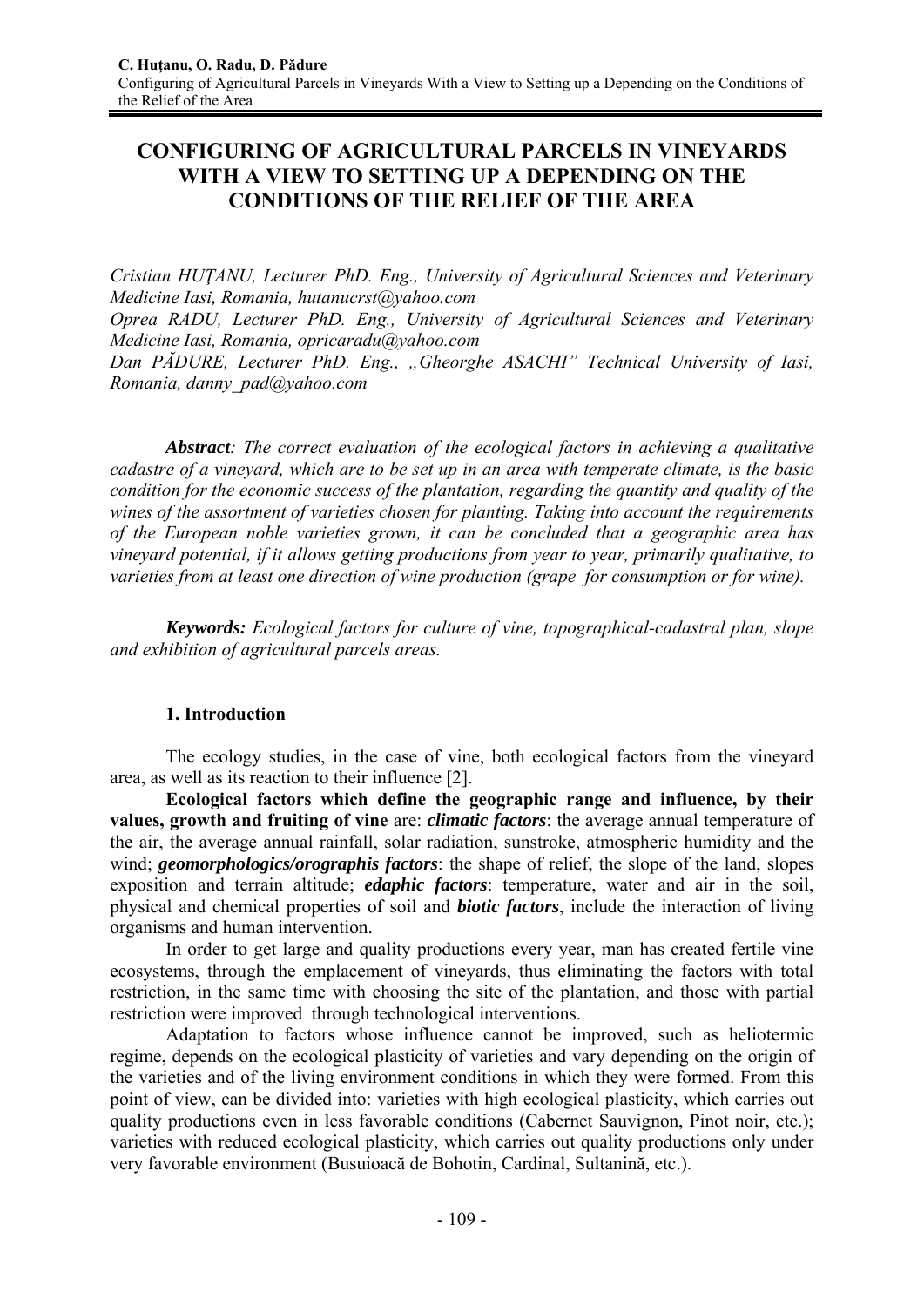# CONFIGURING OF AGRICULTURAL PARCELS IN VINEYARDS WITH A VIEW TO SETTING UP A DEPENDING ON THE CONDITIONS OF THE RELIEF OF THE AREA

*Cristian HUŢANU, Lecturer PhD. Eng., University of Agricultural Sciences and Veterinary Medicine Iasi, Romania, hutanucrst@yahoo.com*
*Oprea RADU, Lecturer PhD. Eng., University of Agricultural Sciences and Veterinary Medicine Iasi, Romania, opricaradu@yahoo.com*
*Dan PĂDURE, Lecturer PhD. Eng., „Gheorghe ASACHI" Technical University of Iasi, Romania, danny_pad@yahoo.com*

***Abstract**: The correct evaluation of the ecological factors in achieving a qualitative cadastre of a vineyard, which are to be set up in an area with temperate climate, is the basic condition for the economic success of the plantation, regarding the quantity and quality of the wines of the assortment of varieties chosen for planting. Taking into account the requirements of the European noble varieties grown, it can be concluded that a geographic area has vineyard potential, if it allows getting productions from year to year, primarily qualitative, to varieties from at least one direction of wine production (grape for consumption or for wine).*

***Keywords:** Ecological factors for culture of vine, topographical-cadastral plan, slope and exhibition of agricultural parcels areas.*

## 1. Introduction

The ecology studies, in the case of vine, both ecological factors from the vineyard area, as well as its reaction to their influence [2].

**Ecological factors which define the geographic range and influence, by their values, growth and fruiting of vine** are: ***climatic factors***: the average annual temperature of the air, the average annual rainfall, solar radiation, sunstroke, atmospheric humidity and the wind; ***geomorphologics/orographis factors***: the shape of relief, the slope of the land, slopes exposition and terrain altitude; ***edaphic factors***: temperature, water and air in the soil, physical and chemical properties of soil and ***biotic factors***, include the interaction of living organisms and human intervention.

In order to get large and quality productions every year, man has created fertile vine ecosystems, through the emplacement of vineyards, thus eliminating the factors with total restriction, in the same time with choosing the site of the plantation, and those with partial restriction were improved through technological interventions.

Adaptation to factors whose influence cannot be improved, such as heliotermic regime, depends on the ecological plasticity of varieties and vary depending on the origin of the varieties and of the living environment conditions in which they were formed. From this point of view, can be divided into: varieties with high ecological plasticity, which carries out quality productions even in less favorable conditions (Cabernet Sauvignon, Pinot noir, etc.); varieties with reduced ecological plasticity, which carries out quality productions only under very favorable environment (Busuioacă de Bohotin, Cardinal, Sultanină, etc.).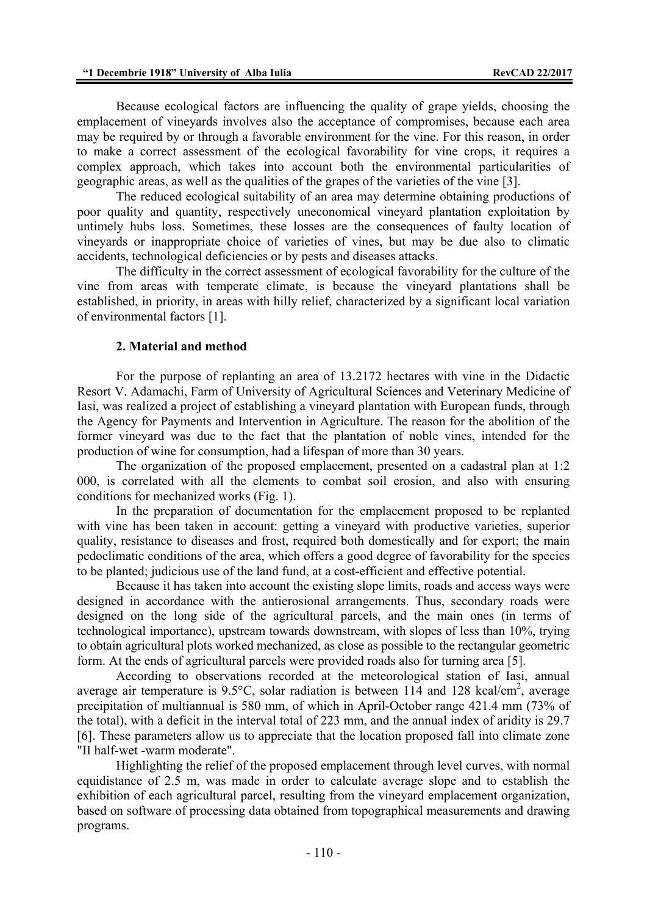Because ecological factors are influencing the quality of grape yields, choosing the emplacement of vineyards involves also the acceptance of compromises, because each area may be required by or through a favorable environment for the vine. For this reason, in order to make a correct assessment of the ecological favorability for vine crops, it requires a complex approach, which takes into account both the environmental particularities of geographic areas, as well as the qualities of the grapes of the varieties of the vine [3].

The reduced ecological suitability of an area may determine obtaining productions of poor quality and quantity, respectively uneconomical vineyard plantation exploitation by untimely hubs loss. Sometimes, these losses are the consequences of faulty location of vineyards or inappropriate choice of varieties of vines, but may be due also to climatic accidents, technological deficiencies or by pests and diseases attacks.

The difficulty in the correct assessment of ecological favorability for the culture of the vine from areas with temperate climate, is because the vineyard plantations shall be established, in priority, in areas with hilly relief, characterized by a significant local variation of environmental factors [1].

## 2. Material and method

For the purpose of replanting an area of 13.2172 hectares with vine in the Didactic Resort V. Adamachi, Farm of University of Agricultural Sciences and Veterinary Medicine of Iasi, was realized a project of establishing a vineyard plantation with European funds, through the Agency for Payments and Intervention in Agriculture. The reason for the abolition of the former vineyard was due to the fact that the plantation of noble vines, intended for the production of wine for consumption, had a lifespan of more than 30 years.

The organization of the proposed emplacement, presented on a cadastral plan at 1:2 000, is correlated with all the elements to combat soil erosion, and also with ensuring conditions for mechanized works (Fig. 1).

In the preparation of documentation for the emplacement proposed to be replanted with vine has been taken in account: getting a vineyard with productive varieties, superior quality, resistance to diseases and frost, required both domestically and for export; the main pedoclimatic conditions of the area, which offers a good degree of favorability for the species to be planted; judicious use of the land fund, at a cost-efficient and effective potential.

Because it has taken into account the existing slope limits, roads and access ways were designed in accordance with the antierosional arrangements. Thus, secondary roads were designed on the long side of the agricultural parcels, and the main ones (in terms of technological importance), upstream towards downstream, with slopes of less than 10%, trying to obtain agricultural plots worked mechanized, as close as possible to the rectangular geometric form. At the ends of agricultural parcels were provided roads also for turning area [5].

According to observations recorded at the meteorological station of Iasi, annual average air temperature is 9.5°C, solar radiation is between 114 and 128 kcal/cm$^2$, average precipitation of multiannual is 580 mm, of which in April-October range 421.4 mm (73% of the total), with a deficit in the interval total of 223 mm, and the annual index of aridity is 29.7 [6]. These parameters allow us to appreciate that the location proposed fall into climate zone "II half-wet -warm moderate".

Highlighting the relief of the proposed emplacement through level curves, with normal equidistance of 2.5 m, was made in order to calculate average slope and to establish the exhibition of each agricultural parcel, resulting from the vineyard emplacement organization, based on software of processing data obtained from topographical measurements and drawing programs.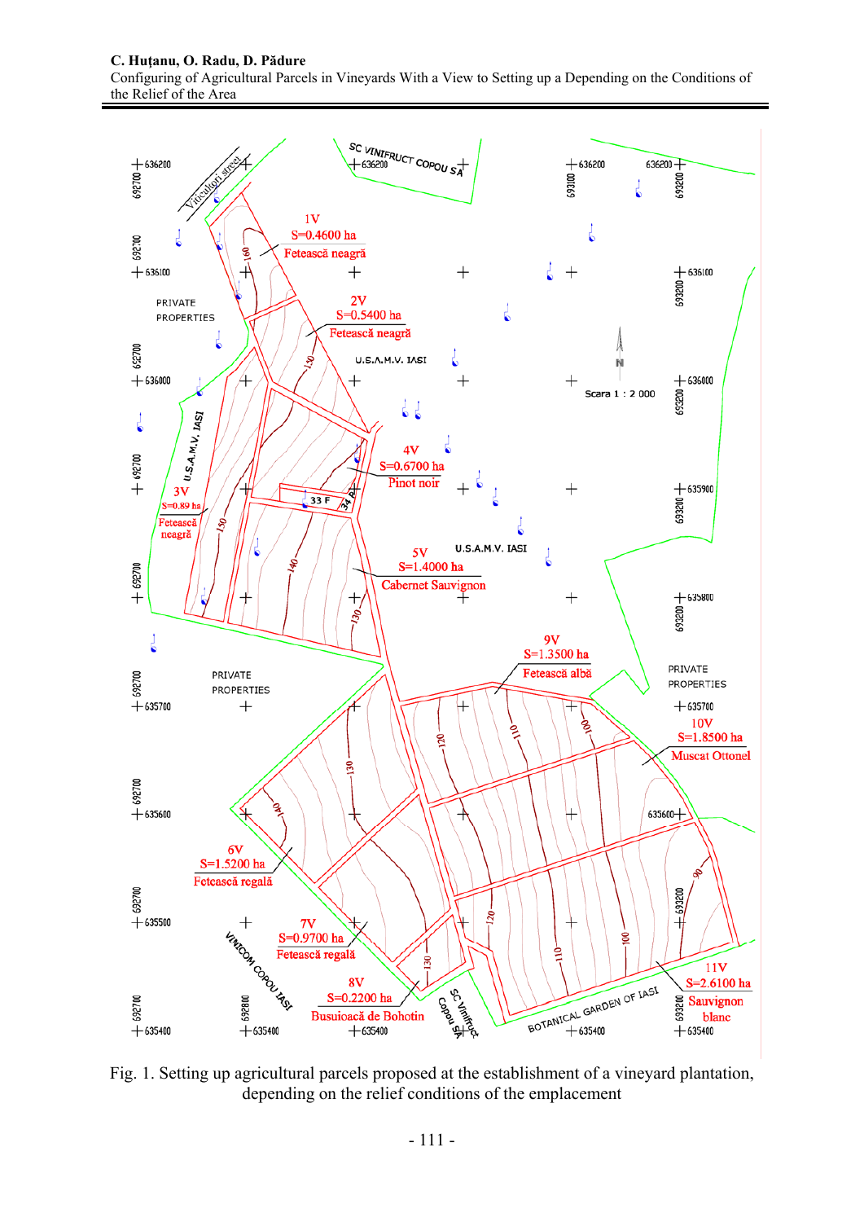Fig. 1. Setting up agricultural parcels proposed at the establishment of a vineyard plantation, depending on the relief conditions of the emplacement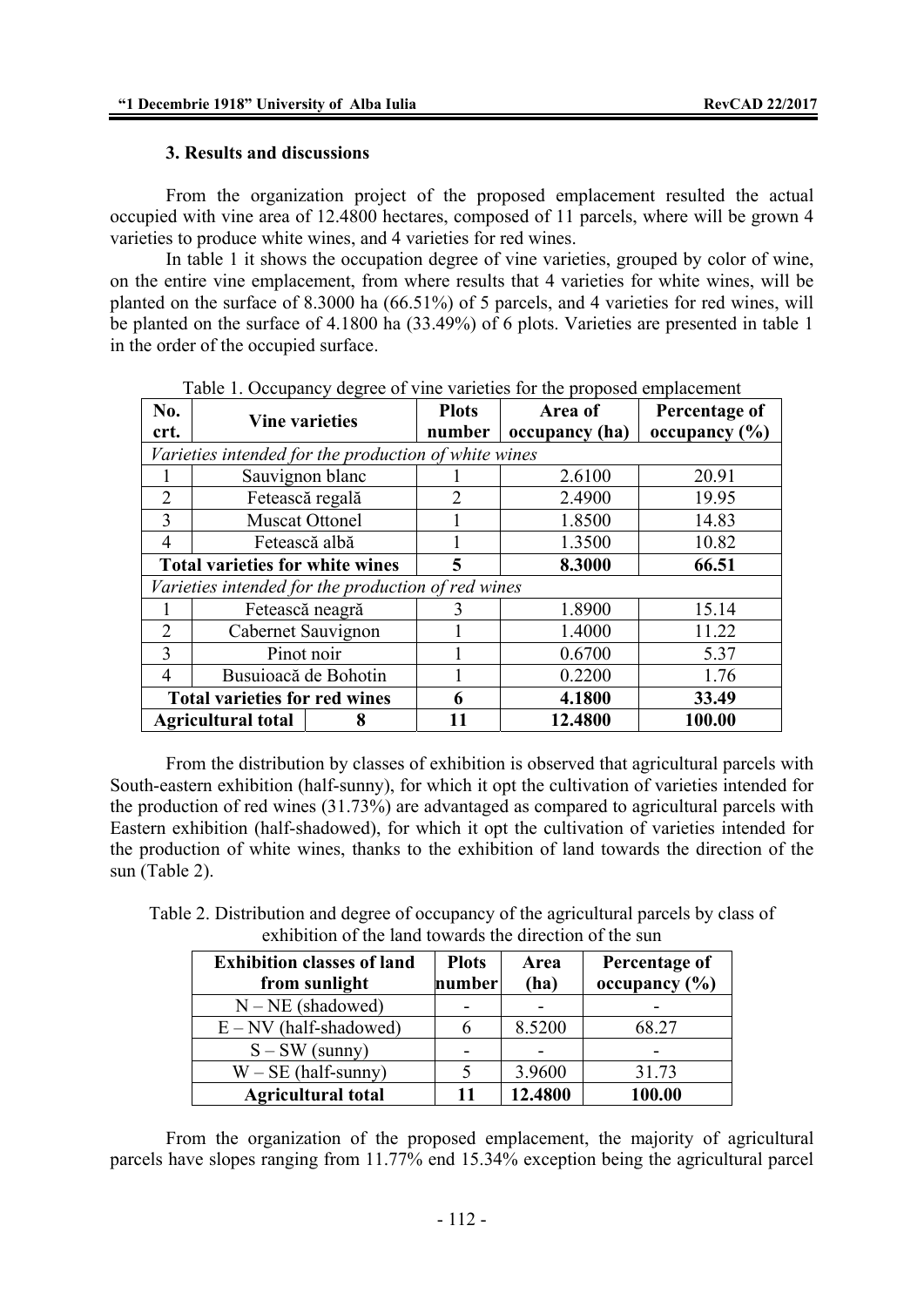### 3. Results and discussions

From the organization project of the proposed emplacement resulted the actual occupied with vine area of 12.4800 hectares, composed of 11 parcels, where will be grown 4 varieties to produce white wines, and 4 varieties for red wines.

In table 1 it shows the occupation degree of vine varieties, grouped by color of wine, on the entire vine emplacement, from where results that 4 varieties for white wines, will be planted on the surface of 8.3000 ha (66.51%) of 5 parcels, and 4 varieties for red wines, will be planted on the surface of 4.1800 ha (33.49%) of 6 plots. Varieties are presented in table 1 in the order of the occupied surface.

Table 1. Occupancy degree of vine varieties for the proposed emplacement

| No. crt. | Vine varieties | Plots number | Area of occupancy (ha) | Percentage of occupancy (%) |
|---|---|---|---|---|
| *Varieties intended for the production of white wines* | | | | |
| 1 | Sauvignon blanc | 1 | 2.6100 | 20.91 |
| 2 | Fetească regală | 2 | 2.4900 | 19.95 |
| 3 | Muscat Ottonel | 1 | 1.8500 | 14.83 |
| 4 | Fetească albă | 1 | 1.3500 | 10.82 |
| **Total varieties for white wines** | | **5** | **8.3000** | **66.51** |
| *Varieties intended for the production of red wines* | | | | |
| 1 | Fetească neagră | 3 | 1.8900 | 15.14 |
| 2 | Cabernet Sauvignon | 1 | 1.4000 | 11.22 |
| 3 | Pinot noir | 1 | 0.6700 | 5.37 |
| 4 | Busuioacă de Bohotin | 1 | 0.2200 | 1.76 |
| **Total varieties for red wines** | | **6** | **4.1800** | **33.49** |
| **Agricultural total** | **8** | **11** | **12.4800** | **100.00** |

From the distribution by classes of exhibition is observed that agricultural parcels with South-eastern exhibition (half-sunny), for which it opt the cultivation of varieties intended for the production of red wines (31.73%) are advantaged as compared to agricultural parcels with Eastern exhibition (half-shadowed), for which it opt the cultivation of varieties intended for the production of white wines, thanks to the exhibition of land towards the direction of the sun (Table 2).

Table 2. Distribution and degree of occupancy of the agricultural parcels by class of exhibition of the land towards the direction of the sun

| Exhibition classes of land from sunlight | Plots number | Area (ha) | Percentage of occupancy (%) |
|---|---|---|---|
| N – NE (shadowed) | - | - | - |
| E – NV (half-shadowed) | 6 | 8.5200 | 68.27 |
| S – SW (sunny) | - | - | - |
| W – SE (half-sunny) | 5 | 3.9600 | 31.73 |
| **Agricultural total** | **11** | **12.4800** | **100.00** |

From the organization of the proposed emplacement, the majority of agricultural parcels have slopes ranging from 11.77% end 15.34% exception being the agricultural parcel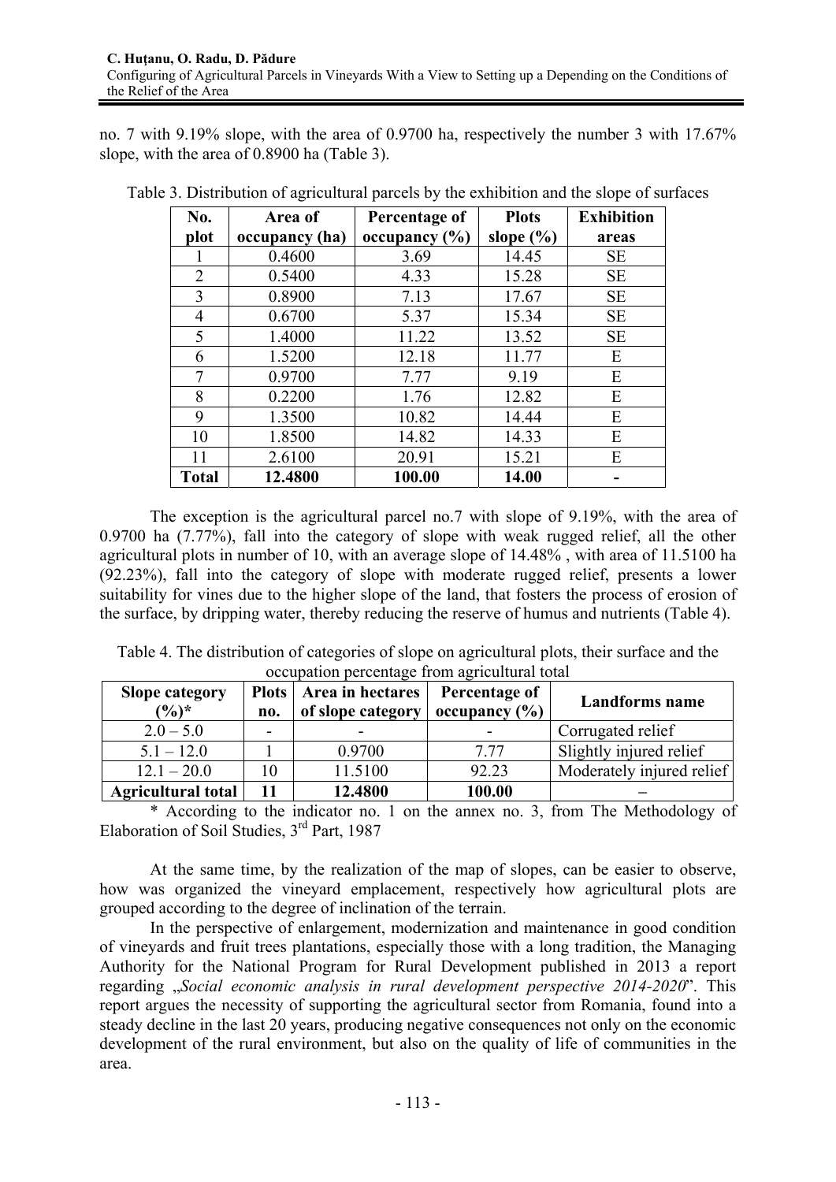no. 7 with 9.19% slope, with the area of 0.9700 ha, respectively the number 3 with 17.67% slope, with the area of 0.8900 ha (Table 3).

Table 3. Distribution of agricultural parcels by the exhibition and the slope of surfaces

| No. plot | Area of occupancy (ha) | Percentage of occupancy (%) | Plots slope (%) | Exhibition areas |
|---|---|---|---|---|
| 1 | 0.4600 | 3.69 | 14.45 | SE |
| 2 | 0.5400 | 4.33 | 15.28 | SE |
| 3 | 0.8900 | 7.13 | 17.67 | SE |
| 4 | 0.6700 | 5.37 | 15.34 | SE |
| 5 | 1.4000 | 11.22 | 13.52 | SE |
| 6 | 1.5200 | 12.18 | 11.77 | E |
| 7 | 0.9700 | 7.77 | 9.19 | E |
| 8 | 0.2200 | 1.76 | 12.82 | E |
| 9 | 1.3500 | 10.82 | 14.44 | E |
| 10 | 1.8500 | 14.82 | 14.33 | E |
| 11 | 2.6100 | 20.91 | 15.21 | E |
| **Total** | **12.4800** | **100.00** | **14.00** | **-** |

The exception is the agricultural parcel no.7 with slope of 9.19%, with the area of 0.9700 ha (7.77%), fall into the category of slope with weak rugged relief, all the other agricultural plots in number of 10, with an average slope of 14.48% , with area of 11.5100 ha (92.23%), fall into the category of slope with moderate rugged relief, presents a lower suitability for vines due to the higher slope of the land, that fosters the process of erosion of the surface, by dripping water, thereby reducing the reserve of humus and nutrients (Table 4).

Table 4. The distribution of categories of slope on agricultural plots, their surface and the occupation percentage from agricultural total

| Slope category (%)* | Plots no. | Area in hectares of slope category | Percentage of occupancy (%) | Landforms name |
|---|---|---|---|---|
| 2.0 – 5.0 | - | - | - | Corrugated relief |
| 5.1 – 12.0 | 1 | 0.9700 | 7.77 | Slightly injured relief |
| 12.1 – 20.0 | 10 | 11.5100 | 92.23 | Moderately injured relief |
| **Agricultural total** | **11** | **12.4800** | **100.00** | **–** |

\* According to the indicator no. 1 on the annex no. 3, from The Methodology of Elaboration of Soil Studies, 3rd Part, 1987

At the same time, by the realization of the map of slopes, can be easier to observe, how was organized the vineyard emplacement, respectively how agricultural plots are grouped according to the degree of inclination of the terrain.

In the perspective of enlargement, modernization and maintenance in good condition of vineyards and fruit trees plantations, especially those with a long tradition, the Managing Authority for the National Program for Rural Development published in 2013 a report regarding „*Social economic analysis in rural development perspective 2014-2020*". This report argues the necessity of supporting the agricultural sector from Romania, found into a steady decline in the last 20 years, producing negative consequences not only on the economic development of the rural environment, but also on the quality of life of communities in the area.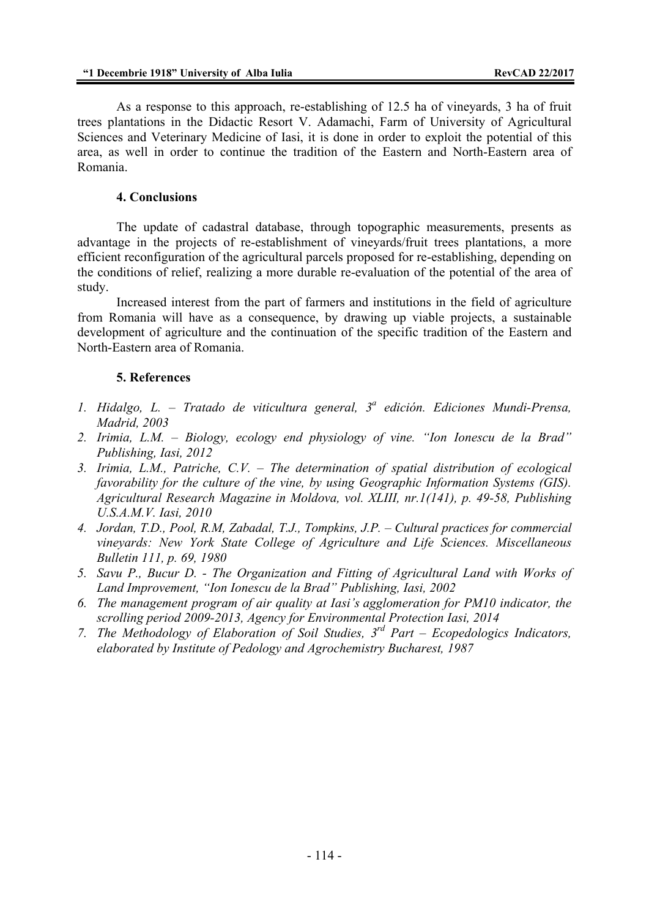As a response to this approach, re-establishing of 12.5 ha of vineyards, 3 ha of fruit trees plantations in the Didactic Resort V. Adamachi, Farm of University of Agricultural Sciences and Veterinary Medicine of Iasi, it is done in order to exploit the potential of this area, as well in order to continue the tradition of the Eastern and North-Eastern area of Romania.

## 4. Conclusions

The update of cadastral database, through topographic measurements, presents as advantage in the projects of re-establishment of vineyards/fruit trees plantations, a more efficient reconfiguration of the agricultural parcels proposed for re-establishing, depending on the conditions of relief, realizing a more durable re-evaluation of the potential of the area of study.

Increased interest from the part of farmers and institutions in the field of agriculture from Romania will have as a consequence, by drawing up viable projects, a sustainable development of agriculture and the continuation of the specific tradition of the Eastern and North-Eastern area of Romania.

## 5. References

1. *Hidalgo, L. – Tratado de viticultura general, 3a edición. Ediciones Mundi-Prensa, Madrid, 2003*
2. *Irimia, L.M. – Biology, ecology end physiology of vine. "Ion Ionescu de la Brad" Publishing, Iasi, 2012*
3. *Irimia, L.M., Patriche, C.V. – The determination of spatial distribution of ecological favorability for the culture of the vine, by using Geographic Information Systems (GIS). Agricultural Research Magazine in Moldova, vol. XLIII, nr.1(141), p. 49-58, Publishing U.S.A.M.V. Iasi, 2010*
4. *Jordan, T.D., Pool, R.M, Zabadal, T.J., Tompkins, J.P. – Cultural practices for commercial vineyards: New York State College of Agriculture and Life Sciences. Miscellaneous Bulletin 111, p. 69, 1980*
5. *Savu P., Bucur D. - The Organization and Fitting of Agricultural Land with Works of Land Improvement, "Ion Ionescu de la Brad" Publishing, Iasi, 2002*
6. *The management program of air quality at Iasi's agglomeration for PM10 indicator, the scrolling period 2009-2013, Agency for Environmental Protection Iasi, 2014*
7. *The Methodology of Elaboration of Soil Studies, 3rd Part – Ecopedologics Indicators, elaborated by Institute of Pedology and Agrochemistry Bucharest, 1987*